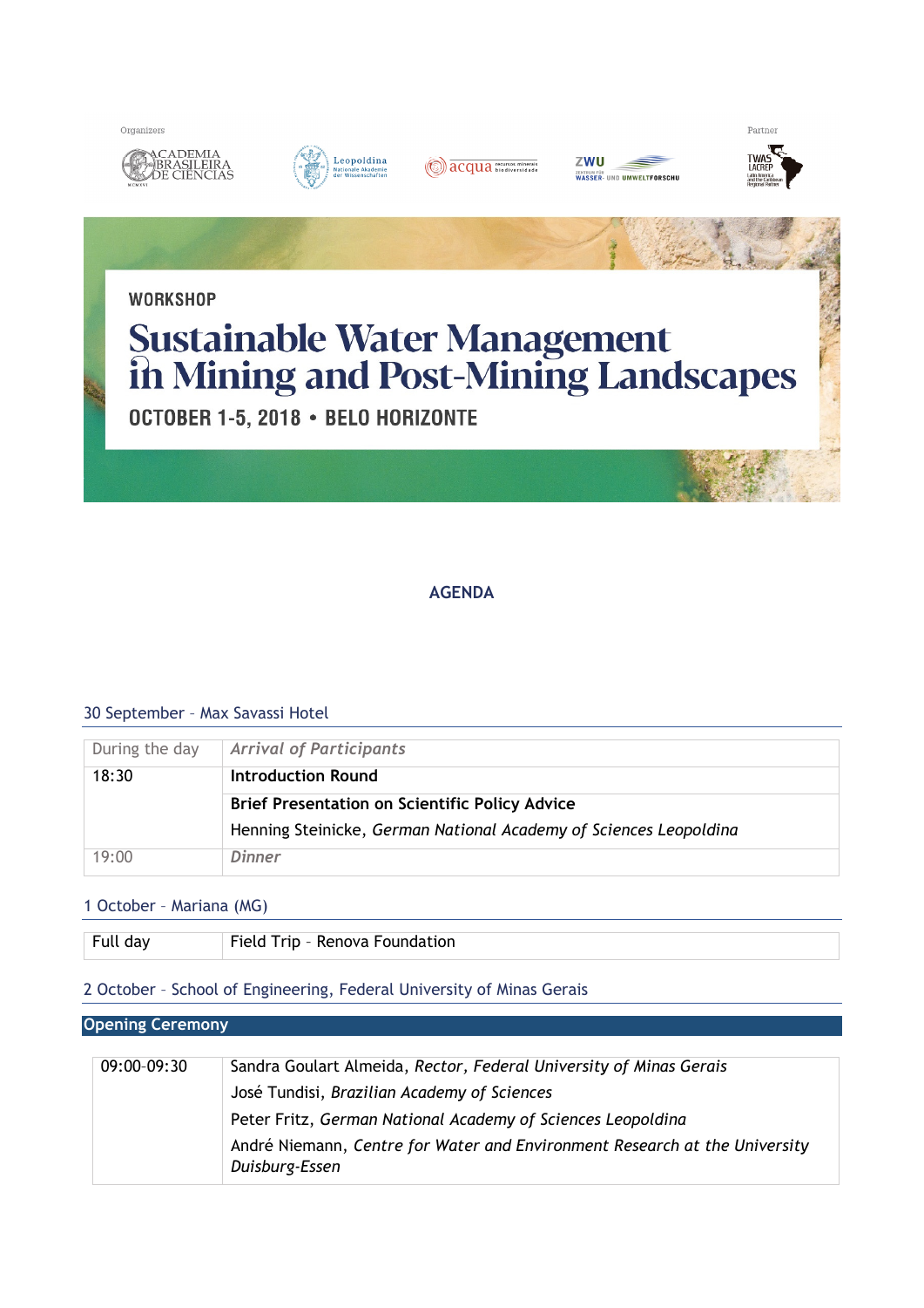Organizers

ACADEMIA BRASILEIRA DE CIÊNCIAS

Leopoldina Nationale Akademie der Wissenschaften

acqua recursos minerais biodiversidade

ZWU Zentrum für Wasser- und Umweltforschu

Partner

TWAS LACREP

WORKSHOP

# Sustainable Water Management in Mining and Post-Mining Landscapes

OCTOBER 1-5, 2018 • BELO HORIZONTE

## AGENDA

### 30 September – Max Savassi Hotel

| | |
|---|---|
| During the day | ***Arrival of Participants*** |
| 18:30 | **Introduction Round** |
| | **Brief Presentation on Scientific Policy Advice**<br>Henning Steinicke, *German National Academy of Sciences Leopoldina* |
| 19:00 | ***Dinner*** |

### 1 October – Mariana (MG)

| | |
|---|---|
| Full day | Field Trip – Renova Foundation |

### 2 October – School of Engineering, Federal University of Minas Gerais

**Opening Ceremony**

| | |
|---|---|
| 09:00–09:30 | Sandra Goulart Almeida, *Rector, Federal University of Minas Gerais*<br>José Tundisi, *Brazilian Academy of Sciences*<br>Peter Fritz, *German National Academy of Sciences Leopoldina*<br>André Niemann, *Centre for Water and Environment Research at the University Duisburg-Essen* |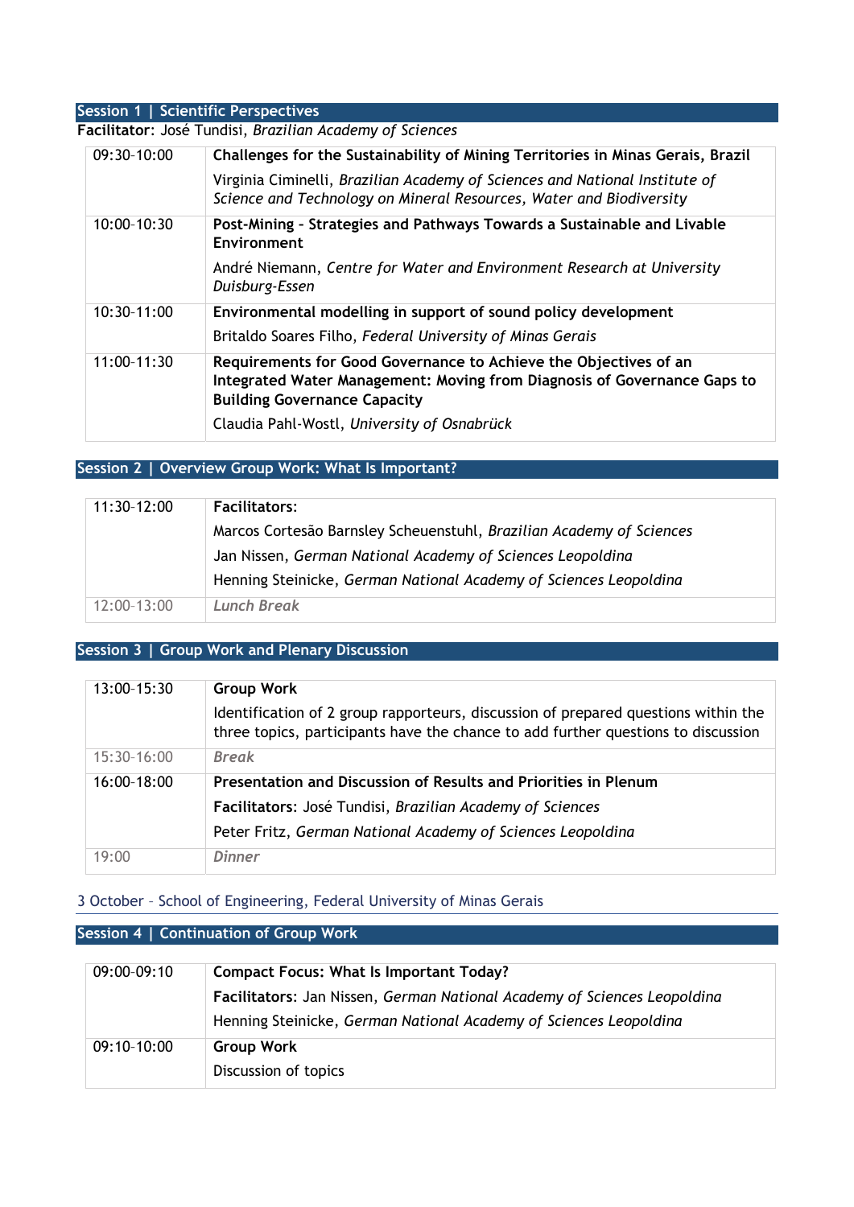## Session 1 | Scientific Perspectives

**Facilitator**: José Tundisi, *Brazilian Academy of Sciences*

| | |
|---|---|
| 09:30–10:00 | **Challenges for the Sustainability of Mining Territories in Minas Gerais, Brazil**<br>Virginia Ciminelli, *Brazilian Academy of Sciences and National Institute of Science and Technology on Mineral Resources, Water and Biodiversity* |
| 10:00–10:30 | **Post-Mining - Strategies and Pathways Towards a Sustainable and Livable Environment**<br>André Niemann, *Centre for Water and Environment Research at University Duisburg-Essen* |
| 10:30–11:00 | **Environmental modelling in support of sound policy development**<br>Britaldo Soares Filho, *Federal University of Minas Gerais* |
| 11:00–11:30 | **Requirements for Good Governance to Achieve the Objectives of an Integrated Water Management: Moving from Diagnosis of Governance Gaps to Building Governance Capacity**<br>Claudia Pahl-Wostl, *University of Osnabrück* |

## Session 2 | Overview Group Work: What Is Important?

| | |
|---|---|
| 11:30–12:00 | **Facilitators:**<br>Marcos Cortesão Barnsley Scheuenstuhl, *Brazilian Academy of Sciences*<br>Jan Nissen, *German National Academy of Sciences Leopoldina*<br>Henning Steinicke, *German National Academy of Sciences Leopoldina* |
| 12:00–13:00 | ***Lunch Break*** |

## Session 3 | Group Work and Plenary Discussion

| | |
|---|---|
| 13:00–15:30 | **Group Work**<br>Identification of 2 group rapporteurs, discussion of prepared questions within the three topics, participants have the chance to add further questions to discussion |
| 15:30–16:00 | ***Break*** |
| 16:00–18:00 | **Presentation and Discussion of Results and Priorities in Plenum**<br>**Facilitators**: José Tundisi, *Brazilian Academy of Sciences*<br>Peter Fritz, *German National Academy of Sciences Leopoldina* |
| 19:00 | ***Dinner*** |

### 3 October – School of Engineering, Federal University of Minas Gerais

## Session 4 | Continuation of Group Work

| | |
|---|---|
| 09:00–09:10 | **Compact Focus: What Is Important Today?**<br>**Facilitators**: Jan Nissen, *German National Academy of Sciences Leopoldina*<br>Henning Steinicke, *German National Academy of Sciences Leopoldina* |
| 09:10–10:00 | **Group Work**<br>Discussion of topics |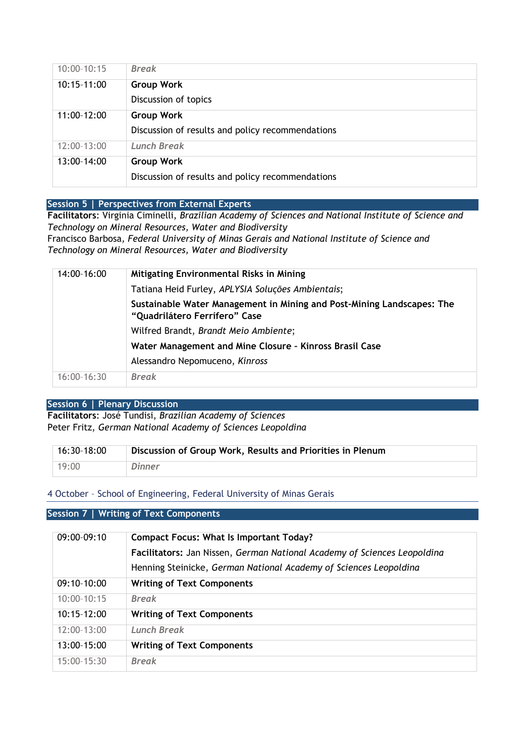| | |
|---|---|
| 10:00–10:15 | *Break* |
| 10:15–11:00 | **Group Work**<br>Discussion of topics |
| 11:00–12:00 | **Group Work**<br>Discussion of results and policy recommendations |
| 12:00–13:00 | *Lunch Break* |
| 13:00–14:00 | **Group Work**<br>Discussion of results and policy recommendations |

## Session 5 | Perspectives from External Experts

**Facilitators**: Virginia Ciminelli, *Brazilian Academy of Sciences and National Institute of Science and Technology on Mineral Resources, Water and Biodiversity*
Francisco Barbosa, *Federal University of Minas Gerais and National Institute of Science and Technology on Mineral Resources, Water and Biodiversity*

| | |
|---|---|
| 14:00–16:00 | **Mitigating Environmental Risks in Mining**<br>Tatiana Heid Furley, *APLYSIA Soluções Ambientais*;<br>**Sustainable Water Management in Mining and Post-Mining Landscapes: The "Quadrilátero Ferrífero" Case**<br>Wilfred Brandt, *Brandt Meio Ambiente*;<br>**Water Management and Mine Closure - Kinross Brasil Case**<br>Alessandro Nepomuceno, *Kinross* |
| 16:00–16:30 | *Break* |

## Session 6 | Plenary Discussion

**Facilitators**: José Tundisi, *Brazilian Academy of Sciences*
Peter Fritz, *German National Academy of Sciences Leopoldina*

| | |
|---|---|
| 16:30–18:00 | **Discussion of Group Work, Results and Priorities in Plenum** |
| 19:00 | *Dinner* |

### 4 October – School of Engineering, Federal University of Minas Gerais

## Session 7 | Writing of Text Components

| | |
|---|---|
| 09:00–09:10 | **Compact Focus: What Is Important Today?**<br>**Facilitators:** Jan Nissen, *German National Academy of Sciences Leopoldina*<br>Henning Steinicke, *German National Academy of Sciences Leopoldina* |
| 09:10–10:00 | **Writing of Text Components** |
| 10:00–10:15 | *Break* |
| 10:15–12:00 | **Writing of Text Components** |
| 12:00–13:00 | *Lunch Break* |
| 13:00–15:00 | **Writing of Text Components** |
| 15:00–15:30 | *Break* |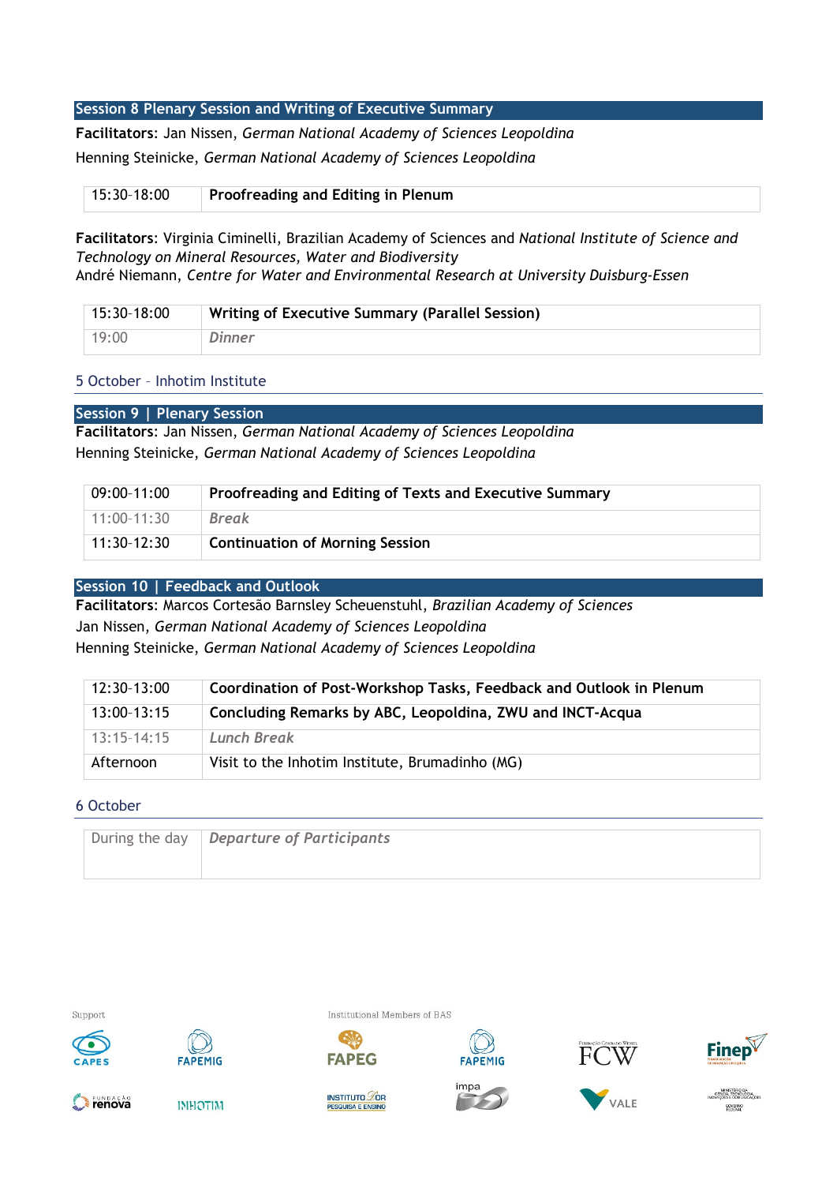## Session 8 Plenary Session and Writing of Executive Summary

**Facilitators**: Jan Nissen, *German National Academy of Sciences Leopoldina*

Henning Steinicke, *German National Academy of Sciences Leopoldina*

| | |
|---|---|
| 15:30–18:00 | **Proofreading and Editing in Plenum** |

**Facilitators**: Virginia Ciminelli, Brazilian Academy of Sciences and *National Institute of Science and Technology on Mineral Resources, Water and Biodiversity*

André Niemann, *Centre for Water and Environmental Research at University Duisburg-Essen*

| | |
|---|---|
| 15:30–18:00 | **Writing of Executive Summary (Parallel Session)** |
| 19:00 | ***Dinner*** |

### 5 October – Inhotim Institute

## Session 9 | Plenary Session

**Facilitators**: Jan Nissen, *German National Academy of Sciences Leopoldina*

Henning Steinicke, *German National Academy of Sciences Leopoldina*

| | |
|---|---|
| 09:00–11:00 | **Proofreading and Editing of Texts and Executive Summary** |
| 11:00–11:30 | ***Break*** |
| 11:30–12:30 | **Continuation of Morning Session** |

## Session 10 | Feedback and Outlook

**Facilitators**: Marcos Cortesão Barnsley Scheuenstuhl, *Brazilian Academy of Sciences*

Jan Nissen, *German National Academy of Sciences Leopoldina*

Henning Steinicke, *German National Academy of Sciences Leopoldina*

| | |
|---|---|
| 12:30–13:00 | **Coordination of Post-Workshop Tasks, Feedback and Outlook in Plenum** |
| 13:00–13:15 | **Concluding Remarks by ABC, Leopoldina, ZWU and INCT-Acqua** |
| 13:15–14:15 | ***Lunch Break*** |
| Afternoon | Visit to the Inhotim Institute, Brumadinho (MG) |

### 6 October

| | |
|---|---|
| During the day | ***Departure of Participants*** |

Support

CAPES FAPEMIG Fundação Renova INHOTIM

Institutional Members of BAS

FAPEG FAPEMIG FCW Finep Instituto D'Or Pesquisa e Ensino impa VALE